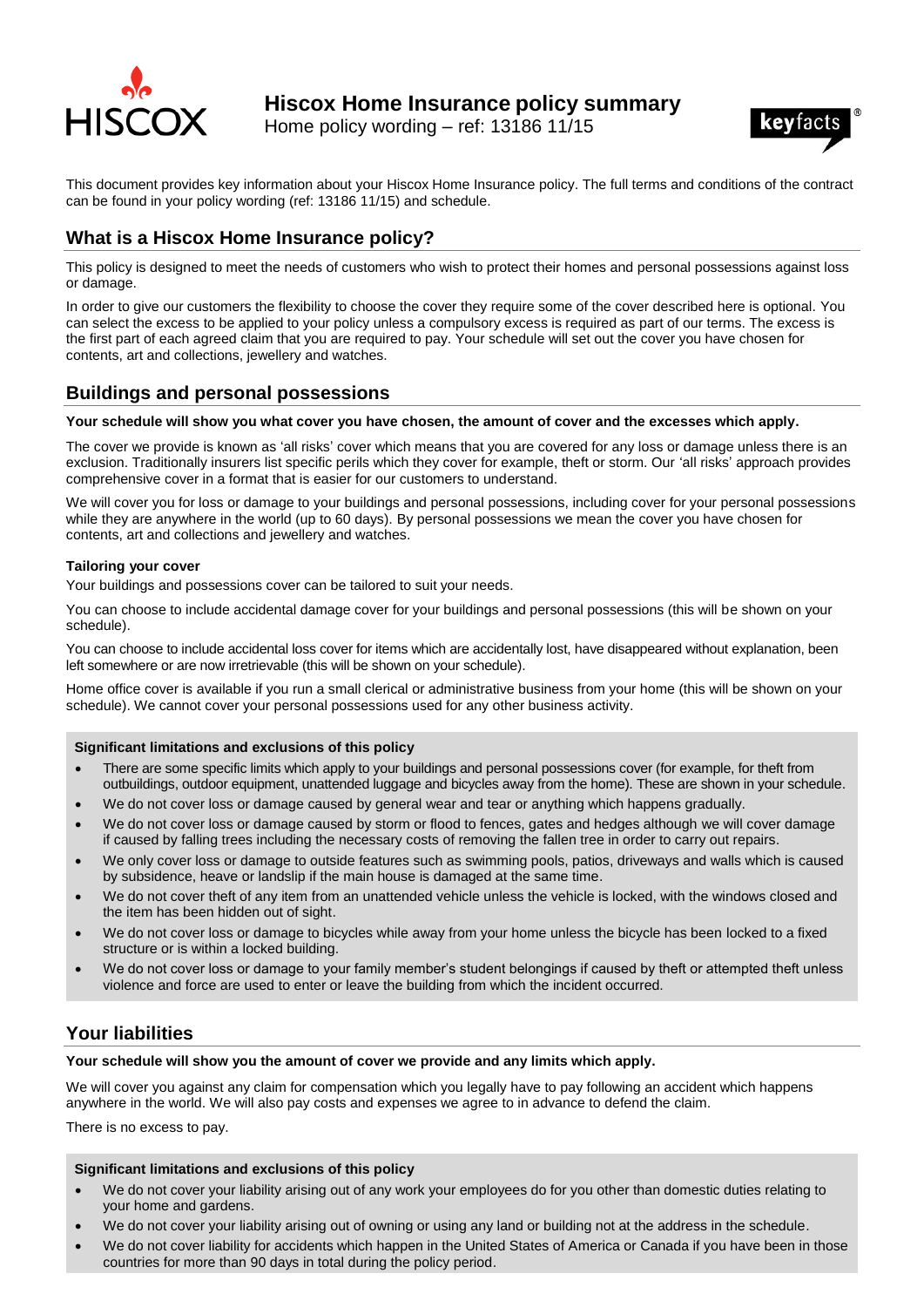# Hiscox Home Insurance policy summary

Home policy wording – ref: 13186 11/15

This document provides key information about your Hiscox Home Insurance policy. The full terms and conditions of the contract can be found in your policy wording (ref: 13186 11/15) and schedule.

## What is a Hiscox Home Insurance policy?

This policy is designed to meet the needs of customers who wish to protect their homes and personal possessions against loss or damage.

In order to give our customers the flexibility to choose the cover they require some of the cover described here is optional. You can select the excess to be applied to your policy unless a compulsory excess is required as part of our terms. The excess is the first part of each agreed claim that you are required to pay. Your schedule will set out the cover you have chosen for contents, art and collections, jewellery and watches.

## Buildings and personal possessions

**Your schedule will show you what cover you have chosen, the amount of cover and the excesses which apply.**

The cover we provide is known as 'all risks' cover which means that you are covered for any loss or damage unless there is an exclusion. Traditionally insurers list specific perils which they cover for example, theft or storm. Our 'all risks' approach provides comprehensive cover in a format that is easier for our customers to understand.

We will cover you for loss or damage to your buildings and personal possessions, including cover for your personal possessions while they are anywhere in the world (up to 60 days). By personal possessions we mean the cover you have chosen for contents, art and collections and jewellery and watches.

#### Tailoring your cover

Your buildings and possessions cover can be tailored to suit your needs.

You can choose to include accidental damage cover for your buildings and personal possessions (this will be shown on your schedule).

You can choose to include accidental loss cover for items which are accidentally lost, have disappeared without explanation, been left somewhere or are now irretrievable (this will be shown on your schedule).

Home office cover is available if you run a small clerical or administrative business from your home (this will be shown on your schedule). We cannot cover your personal possessions used for any other business activity.

#### Significant limitations and exclusions of this policy

- There are some specific limits which apply to your buildings and personal possessions cover (for example, for theft from outbuildings, outdoor equipment, unattended luggage and bicycles away from the home). These are shown in your schedule.
- We do not cover loss or damage caused by general wear and tear or anything which happens gradually.
- We do not cover loss or damage caused by storm or flood to fences, gates and hedges although we will cover damage if caused by falling trees including the necessary costs of removing the fallen tree in order to carry out repairs.
- We only cover loss or damage to outside features such as swimming pools, patios, driveways and walls which is caused by subsidence, heave or landslip if the main house is damaged at the same time.
- We do not cover theft of any item from an unattended vehicle unless the vehicle is locked, with the windows closed and the item has been hidden out of sight.
- We do not cover loss or damage to bicycles while away from your home unless the bicycle has been locked to a fixed structure or is within a locked building.
- We do not cover loss or damage to your family member's student belongings if caused by theft or attempted theft unless violence and force are used to enter or leave the building from which the incident occurred.

## Your liabilities

**Your schedule will show you the amount of cover we provide and any limits which apply.**

We will cover you against any claim for compensation which you legally have to pay following an accident which happens anywhere in the world. We will also pay costs and expenses we agree to in advance to defend the claim.

There is no excess to pay.

#### Significant limitations and exclusions of this policy

- We do not cover your liability arising out of any work your employees do for you other than domestic duties relating to your home and gardens.
- We do not cover your liability arising out of owning or using any land or building not at the address in the schedule.
- We do not cover liability for accidents which happen in the United States of America or Canada if you have been in those countries for more than 90 days in total during the policy period.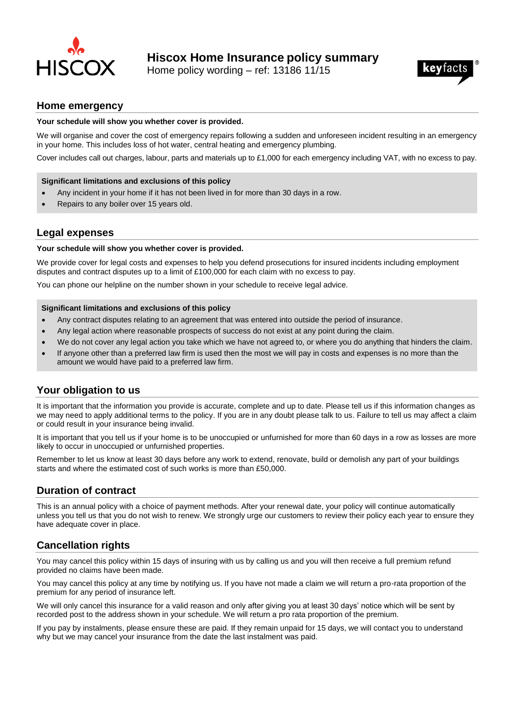# Hiscox Home Insurance policy summary

Home policy wording – ref: 13186 11/15

## Home emergency

**Your schedule will show you whether cover is provided.**

We will organise and cover the cost of emergency repairs following a sudden and unforeseen incident resulting in an emergency in your home. This includes loss of hot water, central heating and emergency plumbing.

Cover includes call out charges, labour, parts and materials up to £1,000 for each emergency including VAT, with no excess to pay.

**Significant limitations and exclusions of this policy**

- Any incident in your home if it has not been lived in for more than 30 days in a row.
- Repairs to any boiler over 15 years old.

## Legal expenses

**Your schedule will show you whether cover is provided.**

We provide cover for legal costs and expenses to help you defend prosecutions for insured incidents including employment disputes and contract disputes up to a limit of £100,000 for each claim with no excess to pay.

You can phone our helpline on the number shown in your schedule to receive legal advice.

**Significant limitations and exclusions of this policy**

- Any contract disputes relating to an agreement that was entered into outside the period of insurance.
- Any legal action where reasonable prospects of success do not exist at any point during the claim.
- We do not cover any legal action you take which we have not agreed to, or where you do anything that hinders the claim.
- If anyone other than a preferred law firm is used then the most we will pay in costs and expenses is no more than the amount we would have paid to a preferred law firm.

## Your obligation to us

It is important that the information you provide is accurate, complete and up to date. Please tell us if this information changes as we may need to apply additional terms to the policy. If you are in any doubt please talk to us. Failure to tell us may affect a claim or could result in your insurance being invalid.

It is important that you tell us if your home is to be unoccupied or unfurnished for more than 60 days in a row as losses are more likely to occur in unoccupied or unfurnished properties.

Remember to let us know at least 30 days before any work to extend, renovate, build or demolish any part of your buildings starts and where the estimated cost of such works is more than £50,000.

## Duration of contract

This is an annual policy with a choice of payment methods. After your renewal date, your policy will continue automatically unless you tell us that you do not wish to renew. We strongly urge our customers to review their policy each year to ensure they have adequate cover in place.

## Cancellation rights

You may cancel this policy within 15 days of insuring with us by calling us and you will then receive a full premium refund provided no claims have been made.

You may cancel this policy at any time by notifying us. If you have not made a claim we will return a pro-rata proportion of the premium for any period of insurance left.

We will only cancel this insurance for a valid reason and only after giving you at least 30 days' notice which will be sent by recorded post to the address shown in your schedule. We will return a pro rata proportion of the premium.

If you pay by instalments, please ensure these are paid. If they remain unpaid for 15 days, we will contact you to understand why but we may cancel your insurance from the date the last instalment was paid.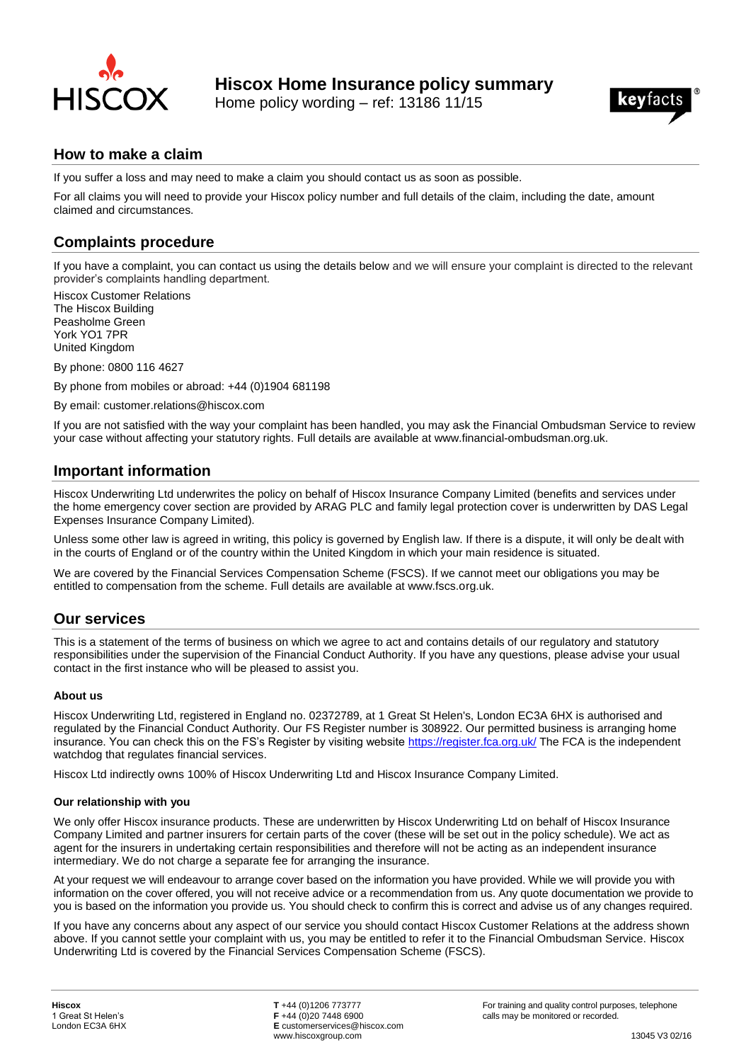# Hiscox Home Insurance policy summary

Home policy wording – ref: 13186 11/15

## How to make a claim

If you suffer a loss and may need to make a claim you should contact us as soon as possible.

For all claims you will need to provide your Hiscox policy number and full details of the claim, including the date, amount claimed and circumstances.

## Complaints procedure

If you have a complaint, you can contact us using the details below and we will ensure your complaint is directed to the relevant provider's complaints handling department.

Hiscox Customer Relations
The Hiscox Building
Peasholme Green
York YO1 7PR
United Kingdom

By phone: 0800 116 4627

By phone from mobiles or abroad: +44 (0)1904 681198

By email: customer.relations@hiscox.com

If you are not satisfied with the way your complaint has been handled, you may ask the Financial Ombudsman Service to review your case without affecting your statutory rights. Full details are available at www.financial-ombudsman.org.uk.

## Important information

Hiscox Underwriting Ltd underwrites the policy on behalf of Hiscox Insurance Company Limited (benefits and services under the home emergency cover section are provided by ARAG PLC and family legal protection cover is underwritten by DAS Legal Expenses Insurance Company Limited).

Unless some other law is agreed in writing, this policy is governed by English law. If there is a dispute, it will only be dealt with in the courts of England or of the country within the United Kingdom in which your main residence is situated.

We are covered by the Financial Services Compensation Scheme (FSCS). If we cannot meet our obligations you may be entitled to compensation from the scheme. Full details are available at www.fscs.org.uk.

## Our services

This is a statement of the terms of business on which we agree to act and contains details of our regulatory and statutory responsibilities under the supervision of the Financial Conduct Authority. If you have any questions, please advise your usual contact in the first instance who will be pleased to assist you.

### About us

Hiscox Underwriting Ltd, registered in England no. 02372789, at 1 Great St Helen's, London EC3A 6HX is authorised and regulated by the Financial Conduct Authority. Our FS Register number is 308922. Our permitted business is arranging home insurance. You can check this on the FS's Register by visiting website https://register.fca.org.uk/ The FCA is the independent watchdog that regulates financial services.

Hiscox Ltd indirectly owns 100% of Hiscox Underwriting Ltd and Hiscox Insurance Company Limited.

### Our relationship with you

We only offer Hiscox insurance products. These are underwritten by Hiscox Underwriting Ltd on behalf of Hiscox Insurance Company Limited and partner insurers for certain parts of the cover (these will be set out in the policy schedule). We act as agent for the insurers in undertaking certain responsibilities and therefore will not be acting as an independent insurance intermediary. We do not charge a separate fee for arranging the insurance.

At your request we will endeavour to arrange cover based on the information you have provided. While we will provide you with information on the cover offered, you will not receive advice or a recommendation from us. Any quote documentation we provide to you is based on the information you provide us. You should check to confirm this is correct and advise us of any changes required.

If you have any concerns about any aspect of our service you should contact Hiscox Customer Relations at the address shown above. If you cannot settle your complaint with us, you may be entitled to refer it to the Financial Ombudsman Service. Hiscox Underwriting Ltd is covered by the Financial Services Compensation Scheme (FSCS).

**Hiscox**
1 Great St Helen's
London EC3A 6HX

**T** +44 (0)1206 773777
**F** +44 (0)20 7448 6900
**E** customerservices@hiscox.com
www.hiscoxgroup.com

For training and quality control purposes, telephone calls may be monitored or recorded.

13045 V3 02/16